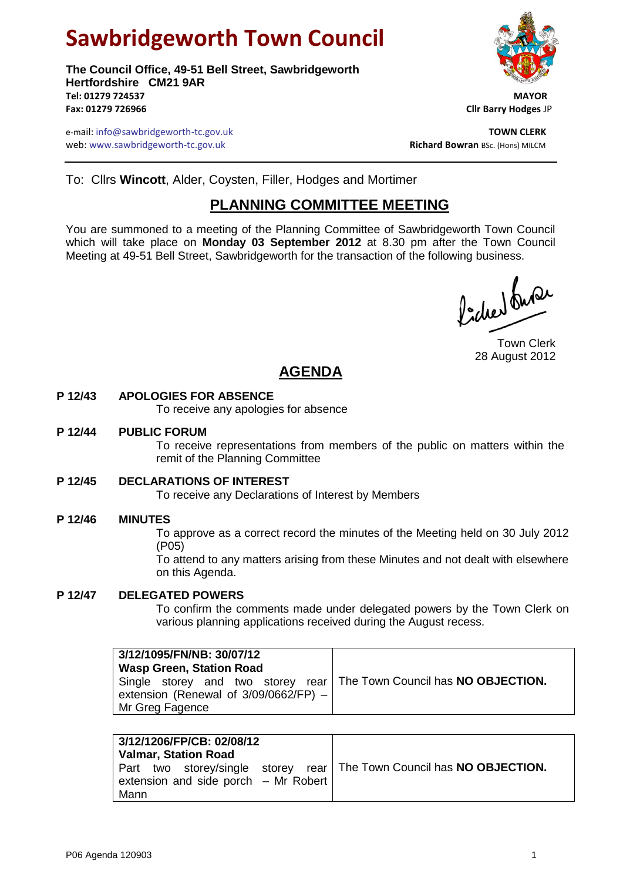# Sawbridgeworth Town Council

**The Council Office, 49-51 Bell Street, Sawbridgeworth**
**Hertfordshire CM21 9AR**
**Tel: 01279 724537**
**Fax: 01279 726966**

e-mail: info@sawbridgeworth-tc.gov.uk
web: www.sawbridgeworth-tc.gov.uk

**MAYOR**
**Cllr Barry Hodges** JP

**TOWN CLERK**
**Richard Bowran** BSc. (Hons) MILCM

To: Cllrs **Wincott**, Alder, Coysten, Filler, Hodges and Mortimer

## PLANNING COMMITTEE MEETING

You are summoned to a meeting of the Planning Committee of Sawbridgeworth Town Council which will take place on **Monday 03 September 2012** at 8.30 pm after the Town Council Meeting at 49-51 Bell Street, Sawbridgeworth for the transaction of the following business.

Town Clerk
28 August 2012

## AGENDA

**P 12/43 APOLOGIES FOR ABSENCE**

To receive any apologies for absence

**P 12/44 PUBLIC FORUM**

To receive representations from members of the public on matters within the remit of the Planning Committee

**P 12/45 DECLARATIONS OF INTEREST**

To receive any Declarations of Interest by Members

**P 12/46 MINUTES**

To approve as a correct record the minutes of the Meeting held on 30 July 2012 (P05)

To attend to any matters arising from these Minutes and not dealt with elsewhere on this Agenda.

**P 12/47 DELEGATED POWERS**

To confirm the comments made under delegated powers by the Town Clerk on various planning applications received during the August recess.

| | |
|---|---|
| **3/12/1095/FN/NB: 30/07/12**<br>**Wasp Green, Station Road**<br>Single storey and two storey rear extension (Renewal of 3/09/0662/FP) – Mr Greg Fagence | The Town Council has **NO OBJECTION.** |

| | |
|---|---|
| **3/12/1206/FP/CB: 02/08/12**<br>**Valmar, Station Road**<br>Part two storey/single storey rear extension and side porch – Mr Robert Mann | The Town Council has **NO OBJECTION.** |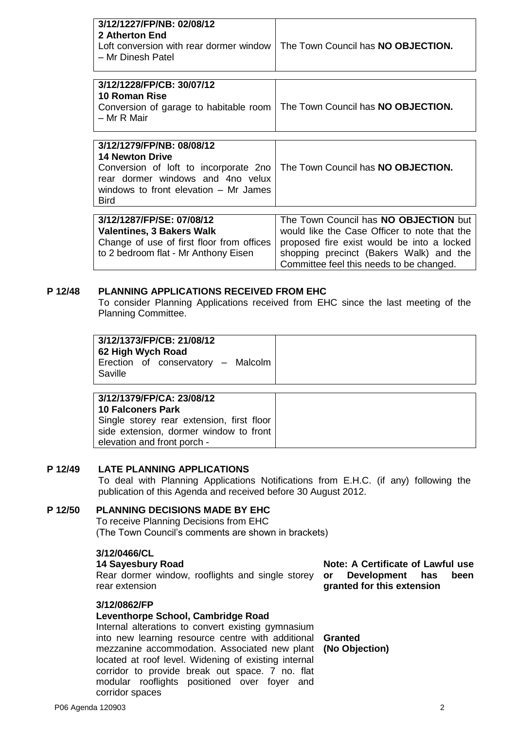| | |
|---|---|
| **3/12/1227/FP/NB: 02/08/12**<br>**2 Atherton End**<br>Loft conversion with rear dormer window – Mr Dinesh Patel | The Town Council has **NO OBJECTION.** |

| | |
|---|---|
| **3/12/1228/FP/CB: 30/07/12**<br>**10 Roman Rise**<br>Conversion of garage to habitable room – Mr R Mair | The Town Council has **NO OBJECTION.** |

| | |
|---|---|
| **3/12/1279/FP/NB: 08/08/12**<br>**14 Newton Drive**<br>Conversion of loft to incorporate 2no rear dormer windows and 4no velux windows to front elevation – Mr James Bird | The Town Council has **NO OBJECTION.** |

| | |
|---|---|
| **3/12/1287/FP/SE: 07/08/12**<br>**Valentines, 3 Bakers Walk**<br>Change of use of first floor from offices to 2 bedroom flat - Mr Anthony Eisen | The Town Council has **NO OBJECTION** but would like the Case Officer to note that the proposed fire exist would be into a locked shopping precinct (Bakers Walk) and the Committee feel this needs to be changed. |

## P 12/48 PLANNING APPLICATIONS RECEIVED FROM EHC

To consider Planning Applications received from EHC since the last meeting of the Planning Committee.

| | |
|---|---|
| **3/12/1373/FP/CB: 21/08/12**<br>**62 High Wych Road**<br>Erection of conservatory – Malcolm Saville | |

| | |
|---|---|
| **3/12/1379/FP/CA: 23/08/12**<br>**10 Falconers Park**<br>Single storey rear extension, first floor side extension, dormer window to front elevation and front porch - | |

## P 12/49 LATE PLANNING APPLICATIONS

To deal with Planning Applications Notifications from E.H.C. (if any) following the publication of this Agenda and received before 30 August 2012.

## P 12/50 PLANNING DECISIONS MADE BY EHC

To receive Planning Decisions from EHC
(The Town Council's comments are shown in brackets)

**3/12/0466/CL**
**14 Sayesbury Road**
Rear dormer window, rooflights and single storey rear extension

**Note: A Certificate of Lawful use or Development has been granted for this extension**

**3/12/0862/FP**
**Leventhorpe School, Cambridge Road**
Internal alterations to convert existing gymnasium into new learning resource centre with additional mezzanine accommodation. Associated new plant located at roof level. Widening of existing internal corridor to provide break out space. 7 no. flat modular rooflights positioned over foyer and corridor spaces

**Granted**
**(No Objection)**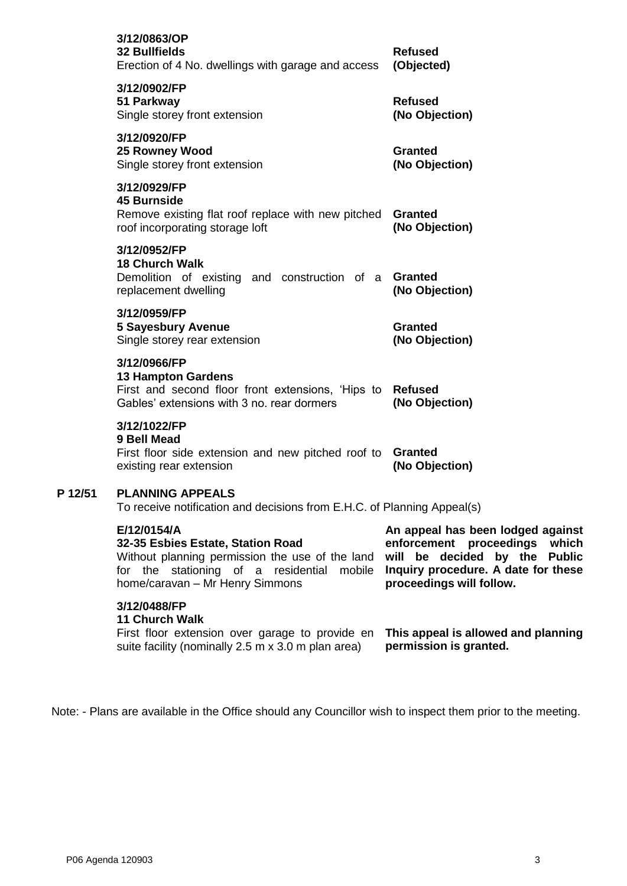**3/12/0863/OP**
**32 Bullfields**
Erection of 4 No. dwellings with garage and access — **Refused (Objected)**

**3/12/0902/FP**
**51 Parkway**
Single storey front extension — **Refused (No Objection)**

**3/12/0920/FP**
**25 Rowney Wood**
Single storey front extension — **Granted (No Objection)**

**3/12/0929/FP**
**45 Burnside**
Remove existing flat roof replace with new pitched roof incorporating storage loft — **Granted (No Objection)**

**3/12/0952/FP**
**18 Church Walk**
Demolition of existing and construction of a replacement dwelling — **Granted (No Objection)**

**3/12/0959/FP**
**5 Sayesbury Avenue**
Single storey rear extension — **Granted (No Objection)**

**3/12/0966/FP**
**13 Hampton Gardens**
First and second floor front extensions, 'Hips to Gables' extensions with 3 no. rear dormers — **Refused (No Objection)**

**3/12/1022/FP**
**9 Bell Mead**
First floor side extension and new pitched roof to existing rear extension — **Granted (No Objection)**

## P 12/51 PLANNING APPEALS

To receive notification and decisions from E.H.C. of Planning Appeal(s)

**E/12/0154/A**
**32-35 Esbies Estate, Station Road**
Without planning permission the use of the land for the stationing of a residential mobile home/caravan – Mr Henry Simmons — **An appeal has been lodged against enforcement proceedings which will be decided by the Public Inquiry procedure. A date for these proceedings will follow.**

**3/12/0488/FP**
**11 Church Walk**
First floor extension over garage to provide en suite facility (nominally 2.5 m x 3.0 m plan area) — **This appeal is allowed and planning permission is granted.**

Note: - Plans are available in the Office should any Councillor wish to inspect them prior to the meeting.

P06 Agenda 120903